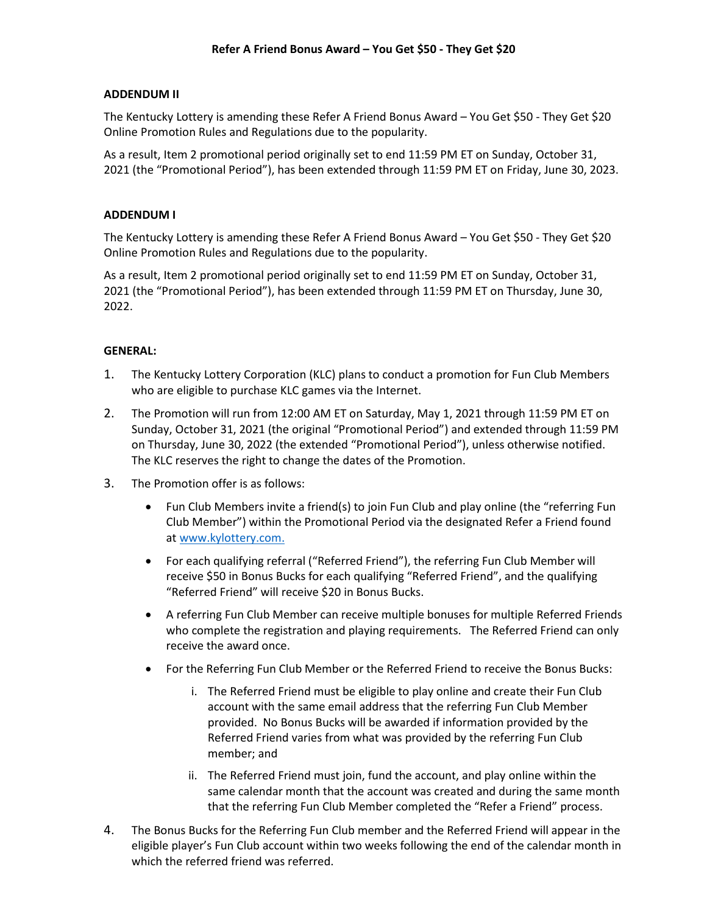# Refer A Friend Bonus Award – You Get $50 - They Get $20

**ADDENDUM II**

The Kentucky Lottery is amending these Refer A Friend Bonus Award – You Get $50 - They Get $20 Online Promotion Rules and Regulations due to the popularity.

As a result, Item 2 promotional period originally set to end 11:59 PM ET on Sunday, October 31, 2021 (the "Promotional Period"), has been extended through 11:59 PM ET on Friday, June 30, 2023.

**ADDENDUM I**

The Kentucky Lottery is amending these Refer A Friend Bonus Award – You Get $50 - They Get $20 Online Promotion Rules and Regulations due to the popularity.

As a result, Item 2 promotional period originally set to end 11:59 PM ET on Sunday, October 31, 2021 (the "Promotional Period"), has been extended through 11:59 PM ET on Thursday, June 30, 2022.

**GENERAL:**

1. The Kentucky Lottery Corporation (KLC) plans to conduct a promotion for Fun Club Members who are eligible to purchase KLC games via the Internet.
2. The Promotion will run from 12:00 AM ET on Saturday, May 1, 2021 through 11:59 PM ET on Sunday, October 31, 2021 (the original "Promotional Period") and extended through 11:59 PM on Thursday, June 30, 2022 (the extended "Promotional Period"), unless otherwise notified. The KLC reserves the right to change the dates of the Promotion.
3. The Promotion offer is as follows:
   - Fun Club Members invite a friend(s) to join Fun Club and play online (the "referring Fun Club Member") within the Promotional Period via the designated Refer a Friend found at [www.kylottery.com.](http://www.kylottery.com)
   - For each qualifying referral ("Referred Friend"), the referring Fun Club Member will receive $50 in Bonus Bucks for each qualifying "Referred Friend", and the qualifying "Referred Friend" will receive $20 in Bonus Bucks.
   - A referring Fun Club Member can receive multiple bonuses for multiple Referred Friends who complete the registration and playing requirements. The Referred Friend can only receive the award once.
   - For the Referring Fun Club Member or the Referred Friend to receive the Bonus Bucks:
     i. The Referred Friend must be eligible to play online and create their Fun Club account with the same email address that the referring Fun Club Member provided. No Bonus Bucks will be awarded if information provided by the Referred Friend varies from what was provided by the referring Fun Club member; and
     ii. The Referred Friend must join, fund the account, and play online within the same calendar month that the account was created and during the same month that the referring Fun Club Member completed the "Refer a Friend" process.
4. The Bonus Bucks for the Referring Fun Club member and the Referred Friend will appear in the eligible player's Fun Club account within two weeks following the end of the calendar month in which the referred friend was referred.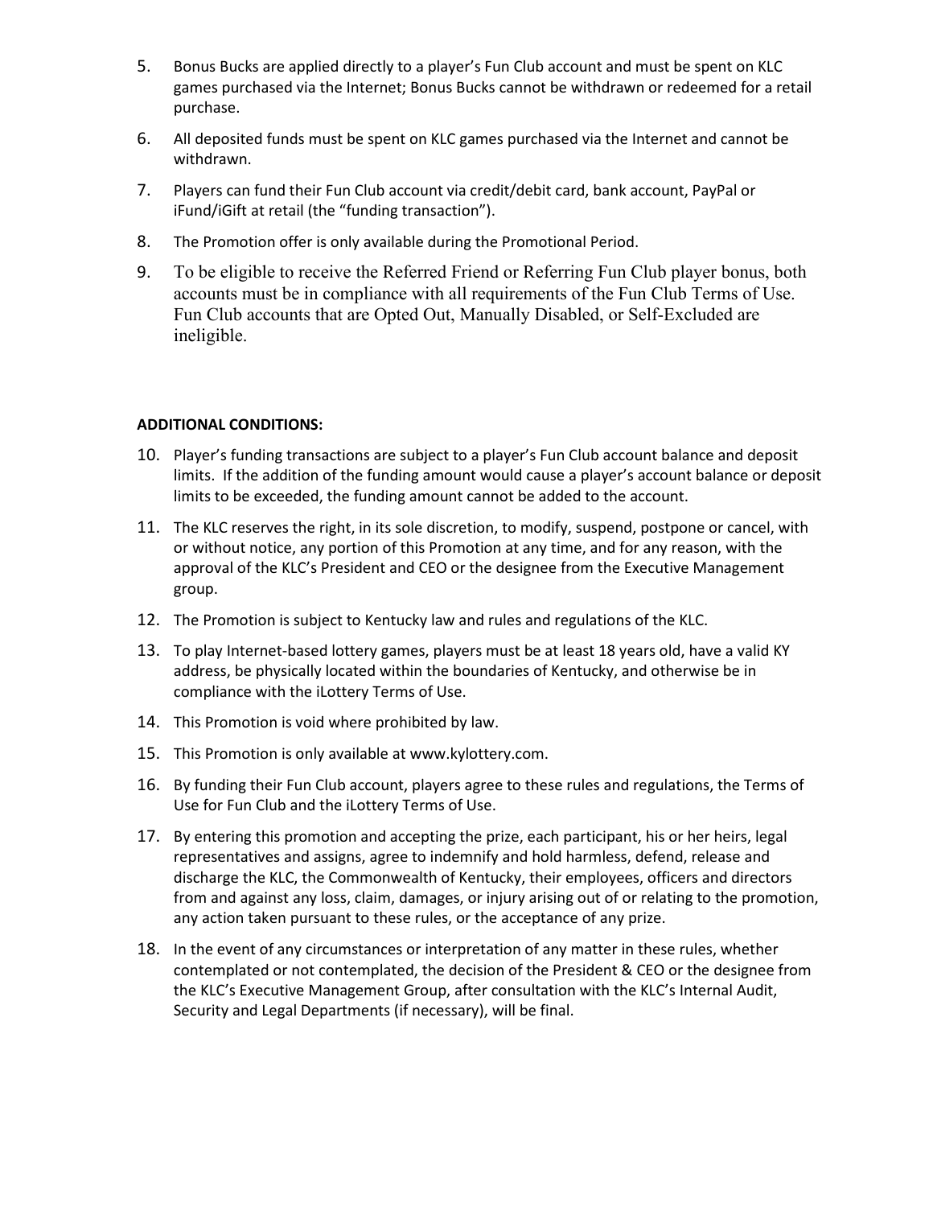5. Bonus Bucks are applied directly to a player's Fun Club account and must be spent on KLC games purchased via the Internet; Bonus Bucks cannot be withdrawn or redeemed for a retail purchase.
6. All deposited funds must be spent on KLC games purchased via the Internet and cannot be withdrawn.
7. Players can fund their Fun Club account via credit/debit card, bank account, PayPal or iFund/iGift at retail (the "funding transaction").
8. The Promotion offer is only available during the Promotional Period.
9. To be eligible to receive the Referred Friend or Referring Fun Club player bonus, both accounts must be in compliance with all requirements of the Fun Club Terms of Use. Fun Club accounts that are Opted Out, Manually Disabled, or Self-Excluded are ineligible.

**ADDITIONAL CONDITIONS:**

10. Player's funding transactions are subject to a player's Fun Club account balance and deposit limits. If the addition of the funding amount would cause a player's account balance or deposit limits to be exceeded, the funding amount cannot be added to the account.
11. The KLC reserves the right, in its sole discretion, to modify, suspend, postpone or cancel, with or without notice, any portion of this Promotion at any time, and for any reason, with the approval of the KLC's President and CEO or the designee from the Executive Management group.
12. The Promotion is subject to Kentucky law and rules and regulations of the KLC.
13. To play Internet-based lottery games, players must be at least 18 years old, have a valid KY address, be physically located within the boundaries of Kentucky, and otherwise be in compliance with the iLottery Terms of Use.
14. This Promotion is void where prohibited by law.
15. This Promotion is only available at www.kylottery.com.
16. By funding their Fun Club account, players agree to these rules and regulations, the Terms of Use for Fun Club and the iLottery Terms of Use.
17. By entering this promotion and accepting the prize, each participant, his or her heirs, legal representatives and assigns, agree to indemnify and hold harmless, defend, release and discharge the KLC, the Commonwealth of Kentucky, their employees, officers and directors from and against any loss, claim, damages, or injury arising out of or relating to the promotion, any action taken pursuant to these rules, or the acceptance of any prize.
18. In the event of any circumstances or interpretation of any matter in these rules, whether contemplated or not contemplated, the decision of the President & CEO or the designee from the KLC's Executive Management Group, after consultation with the KLC's Internal Audit, Security and Legal Departments (if necessary), will be final.